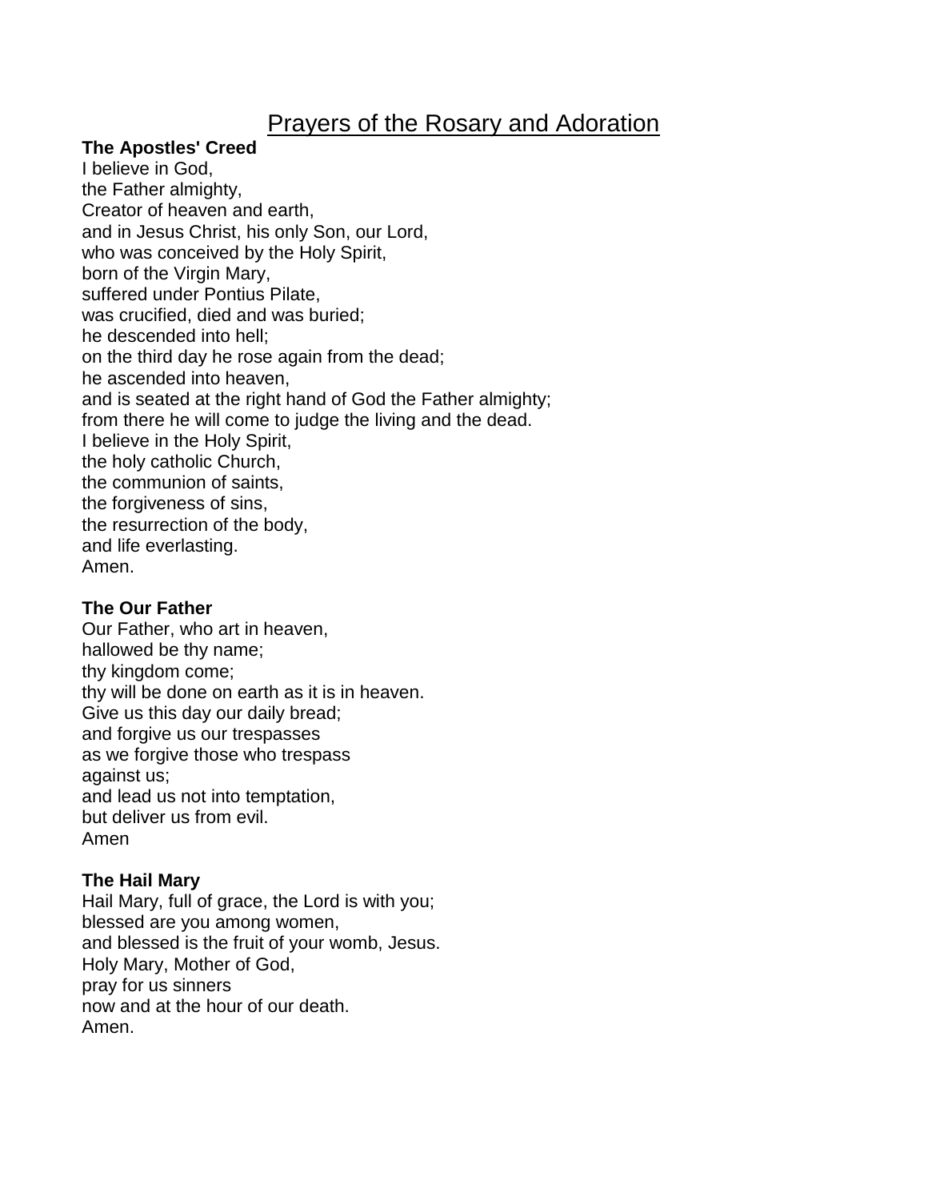# Prayers of the Rosary and Adoration

**The Apostles' Creed**
I believe in God,
the Father almighty,
Creator of heaven and earth,
and in Jesus Christ, his only Son, our Lord,
who was conceived by the Holy Spirit,
born of the Virgin Mary,
suffered under Pontius Pilate,
was crucified, died and was buried;
he descended into hell;
on the third day he rose again from the dead;
he ascended into heaven,
and is seated at the right hand of God the Father almighty;
from there he will come to judge the living and the dead.
I believe in the Holy Spirit,
the holy catholic Church,
the communion of saints,
the forgiveness of sins,
the resurrection of the body,
and life everlasting.
Amen.

**The Our Father**
Our Father, who art in heaven,
hallowed be thy name;
thy kingdom come;
thy will be done on earth as it is in heaven.
Give us this day our daily bread;
and forgive us our trespasses
as we forgive those who trespass
against us;
and lead us not into temptation,
but deliver us from evil.
Amen

**The Hail Mary**
Hail Mary, full of grace, the Lord is with you;
blessed are you among women,
and blessed is the fruit of your womb, Jesus.
Holy Mary, Mother of God,
pray for us sinners
now and at the hour of our death.
Amen.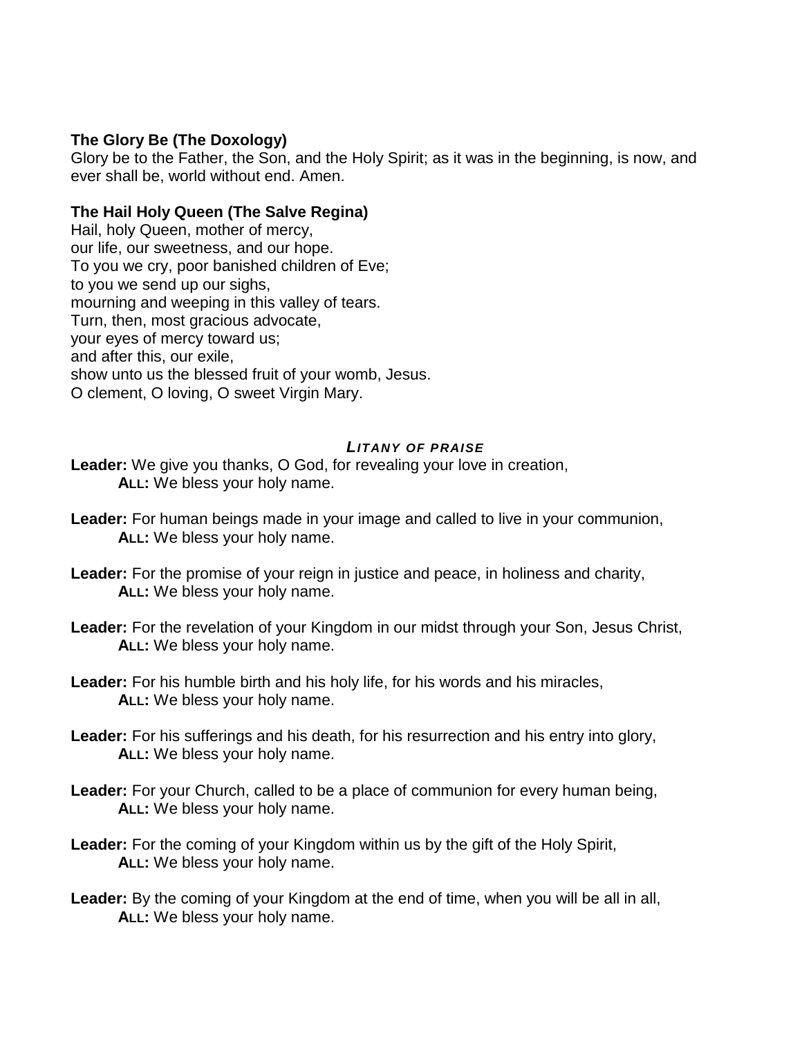**The Glory Be (The Doxology)**
Glory be to the Father, the Son, and the Holy Spirit; as it was in the beginning, is now, and ever shall be, world without end. Amen.

**The Hail Holy Queen (The Salve Regina)**
Hail, holy Queen, mother of mercy,
our life, our sweetness, and our hope.
To you we cry, poor banished children of Eve;
to you we send up our sighs,
mourning and weeping in this valley of tears.
Turn, then, most gracious advocate,
your eyes of mercy toward us;
and after this, our exile,
show unto us the blessed fruit of your womb, Jesus.
O clement, O loving, O sweet Virgin Mary.

### *LITANY OF PRAISE*

**Leader:** We give you thanks, O God, for revealing your love in creation,
**ALL:** We bless your holy name.

**Leader:** For human beings made in your image and called to live in your communion,
**ALL:** We bless your holy name.

**Leader:** For the promise of your reign in justice and peace, in holiness and charity,
**ALL:** We bless your holy name.

**Leader:** For the revelation of your Kingdom in our midst through your Son, Jesus Christ,
**ALL:** We bless your holy name.

**Leader:** For his humble birth and his holy life, for his words and his miracles,
**ALL:** We bless your holy name.

**Leader:** For his sufferings and his death, for his resurrection and his entry into glory,
**ALL:** We bless your holy name.

**Leader:** For your Church, called to be a place of communion for every human being,
**ALL:** We bless your holy name.

**Leader:** For the coming of your Kingdom within us by the gift of the Holy Spirit,
**ALL:** We bless your holy name.

**Leader:** By the coming of your Kingdom at the end of time, when you will be all in all,
**ALL:** We bless your holy name.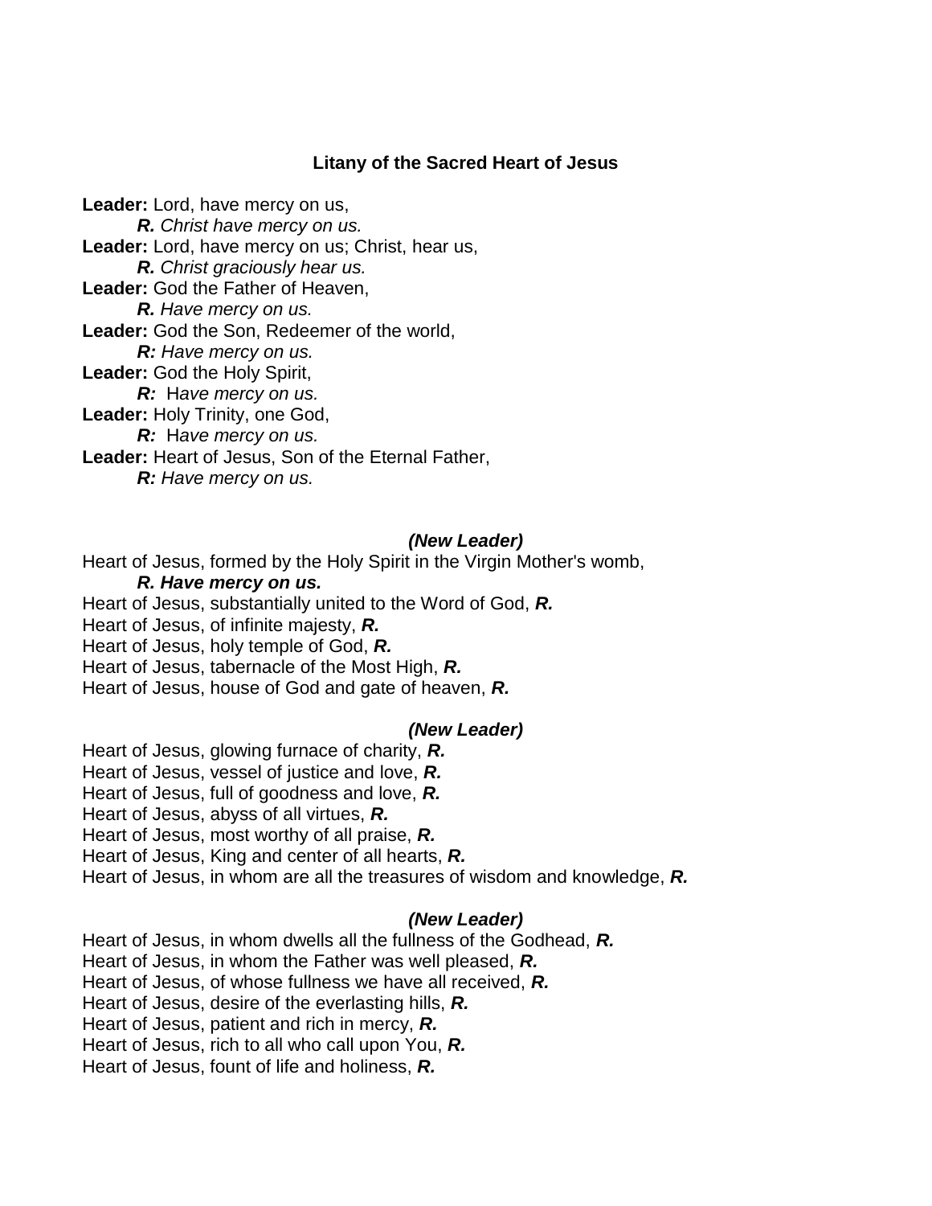### Litany of the Sacred Heart of Jesus

**Leader:** Lord, have mercy on us,
    ***R.*** *Christ have mercy on us.*
**Leader:** Lord, have mercy on us; Christ, hear us,
    ***R.*** *Christ graciously hear us.*
**Leader:** God the Father of Heaven,
    ***R.*** *Have mercy on us.*
**Leader:** God the Son, Redeemer of the world,
    ***R:*** *Have mercy on us.*
**Leader:** God the Holy Spirit,
    ***R:*** *Have mercy on us.*
**Leader:** Holy Trinity, one God,
    ***R:*** *Have mercy on us.*
**Leader:** Heart of Jesus, Son of the Eternal Father,
    ***R:*** *Have mercy on us.*

***(New Leader)***

Heart of Jesus, formed by the Holy Spirit in the Virgin Mother's womb,
    ***R. Have mercy on us.***
Heart of Jesus, substantially united to the Word of God, ***R.***
Heart of Jesus, of infinite majesty, ***R.***
Heart of Jesus, holy temple of God, ***R.***
Heart of Jesus, tabernacle of the Most High, ***R.***
Heart of Jesus, house of God and gate of heaven, ***R.***

***(New Leader)***

Heart of Jesus, glowing furnace of charity, ***R.***
Heart of Jesus, vessel of justice and love, ***R.***
Heart of Jesus, full of goodness and love, ***R.***
Heart of Jesus, abyss of all virtues, ***R.***
Heart of Jesus, most worthy of all praise, ***R.***
Heart of Jesus, King and center of all hearts, ***R.***
Heart of Jesus, in whom are all the treasures of wisdom and knowledge, ***R.***

***(New Leader)***

Heart of Jesus, in whom dwells all the fullness of the Godhead, ***R.***
Heart of Jesus, in whom the Father was well pleased, ***R.***
Heart of Jesus, of whose fullness we have all received, ***R.***
Heart of Jesus, desire of the everlasting hills, ***R.***
Heart of Jesus, patient and rich in mercy, ***R.***
Heart of Jesus, rich to all who call upon You, ***R.***
Heart of Jesus, fount of life and holiness, ***R.***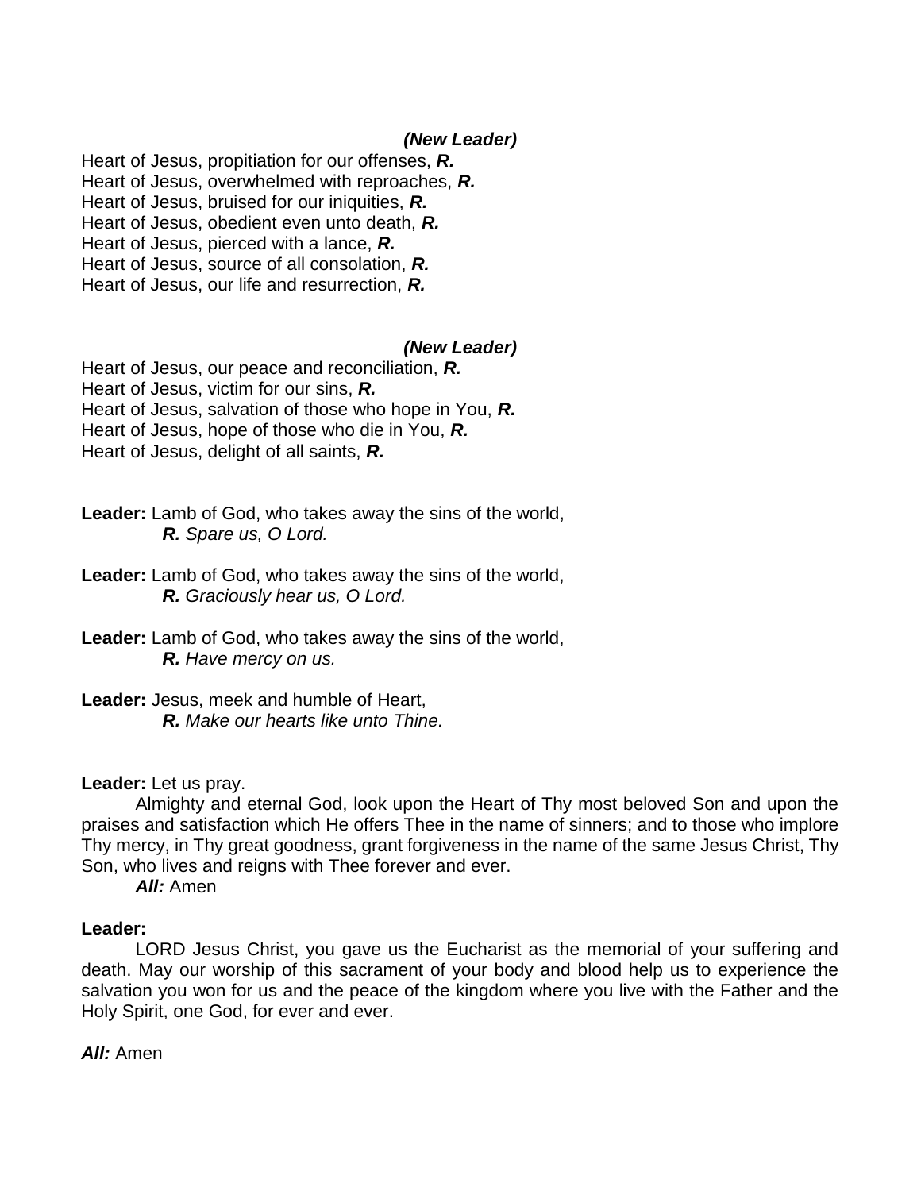***(New Leader)***

Heart of Jesus, propitiation for our offenses, ***R.***
Heart of Jesus, overwhelmed with reproaches, ***R.***
Heart of Jesus, bruised for our iniquities, ***R.***
Heart of Jesus, obedient even unto death, ***R.***
Heart of Jesus, pierced with a lance, ***R.***
Heart of Jesus, source of all consolation, ***R.***
Heart of Jesus, our life and resurrection, ***R.***

***(New Leader)***

Heart of Jesus, our peace and reconciliation, ***R.***
Heart of Jesus, victim for our sins, ***R.***
Heart of Jesus, salvation of those who hope in You, ***R.***
Heart of Jesus, hope of those who die in You, ***R.***
Heart of Jesus, delight of all saints, ***R.***

**Leader:** Lamb of God, who takes away the sins of the world,
***R.*** *Spare us, O Lord.*

**Leader:** Lamb of God, who takes away the sins of the world,
***R.*** *Graciously hear us, O Lord.*

**Leader:** Lamb of God, who takes away the sins of the world,
***R.*** *Have mercy on us.*

**Leader:** Jesus, meek and humble of Heart,
***R.*** *Make our hearts like unto Thine.*

**Leader:** Let us pray.

Almighty and eternal God, look upon the Heart of Thy most beloved Son and upon the praises and satisfaction which He offers Thee in the name of sinners; and to those who implore Thy mercy, in Thy great goodness, grant forgiveness in the name of the same Jesus Christ, Thy Son, who lives and reigns with Thee forever and ever.

***All:*** Amen

**Leader:**

LORD Jesus Christ, you gave us the Eucharist as the memorial of your suffering and death. May our worship of this sacrament of your body and blood help us to experience the salvation you won for us and the peace of the kingdom where you live with the Father and the Holy Spirit, one God, for ever and ever.

***All:*** Amen